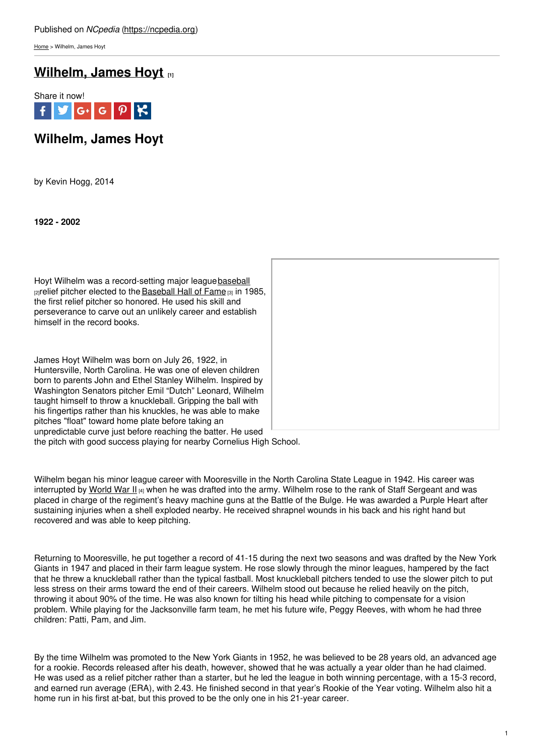Published on *NCpedia* (https://ncpedia.org)

Home > Wilhelm, James Hoyt

# Wilhelm, James Hoyt [1]

Share it now!

## Wilhelm, James Hoyt

by Kevin Hogg, 2014

**1922 - 2002**

Hoyt Wilhelm was a record-setting major league baseball [2] relief pitcher elected to the Baseball Hall of Fame [3] in 1985, the first relief pitcher so honored. He used his skill and perseverance to carve out an unlikely career and establish himself in the record books.

James Hoyt Wilhelm was born on July 26, 1922, in Huntersville, North Carolina. He was one of eleven children born to parents John and Ethel Stanley Wilhelm. Inspired by Washington Senators pitcher Emil "Dutch" Leonard, Wilhelm taught himself to throw a knuckleball. Gripping the ball with his fingertips rather than his knuckles, he was able to make pitches "float" toward home plate before taking an unpredictable curve just before reaching the batter. He used the pitch with good success playing for nearby Cornelius High School.

Wilhelm began his minor league career with Mooresville in the North Carolina State League in 1942. His career was interrupted by World War II [4] when he was drafted into the army. Wilhelm rose to the rank of Staff Sergeant and was placed in charge of the regiment's heavy machine guns at the Battle of the Bulge. He was awarded a Purple Heart after sustaining injuries when a shell exploded nearby. He received shrapnel wounds in his back and his right hand but recovered and was able to keep pitching.

Returning to Mooresville, he put together a record of 41-15 during the next two seasons and was drafted by the New York Giants in 1947 and placed in their farm league system. He rose slowly through the minor leagues, hampered by the fact that he threw a knuckleball rather than the typical fastball. Most knuckleball pitchers tended to use the slower pitch to put less stress on their arms toward the end of their careers. Wilhelm stood out because he relied heavily on the pitch, throwing it about 90% of the time. He was also known for tilting his head while pitching to compensate for a vision problem. While playing for the Jacksonville farm team, he met his future wife, Peggy Reeves, with whom he had three children: Patti, Pam, and Jim.

By the time Wilhelm was promoted to the New York Giants in 1952, he was believed to be 28 years old, an advanced age for a rookie. Records released after his death, however, showed that he was actually a year older than he had claimed. He was used as a relief pitcher rather than a starter, but he led the league in both winning percentage, with a 15-3 record, and earned run average (ERA), with 2.43. He finished second in that year's Rookie of the Year voting. Wilhelm also hit a home run in his first at-bat, but this proved to be the only one in his 21-year career.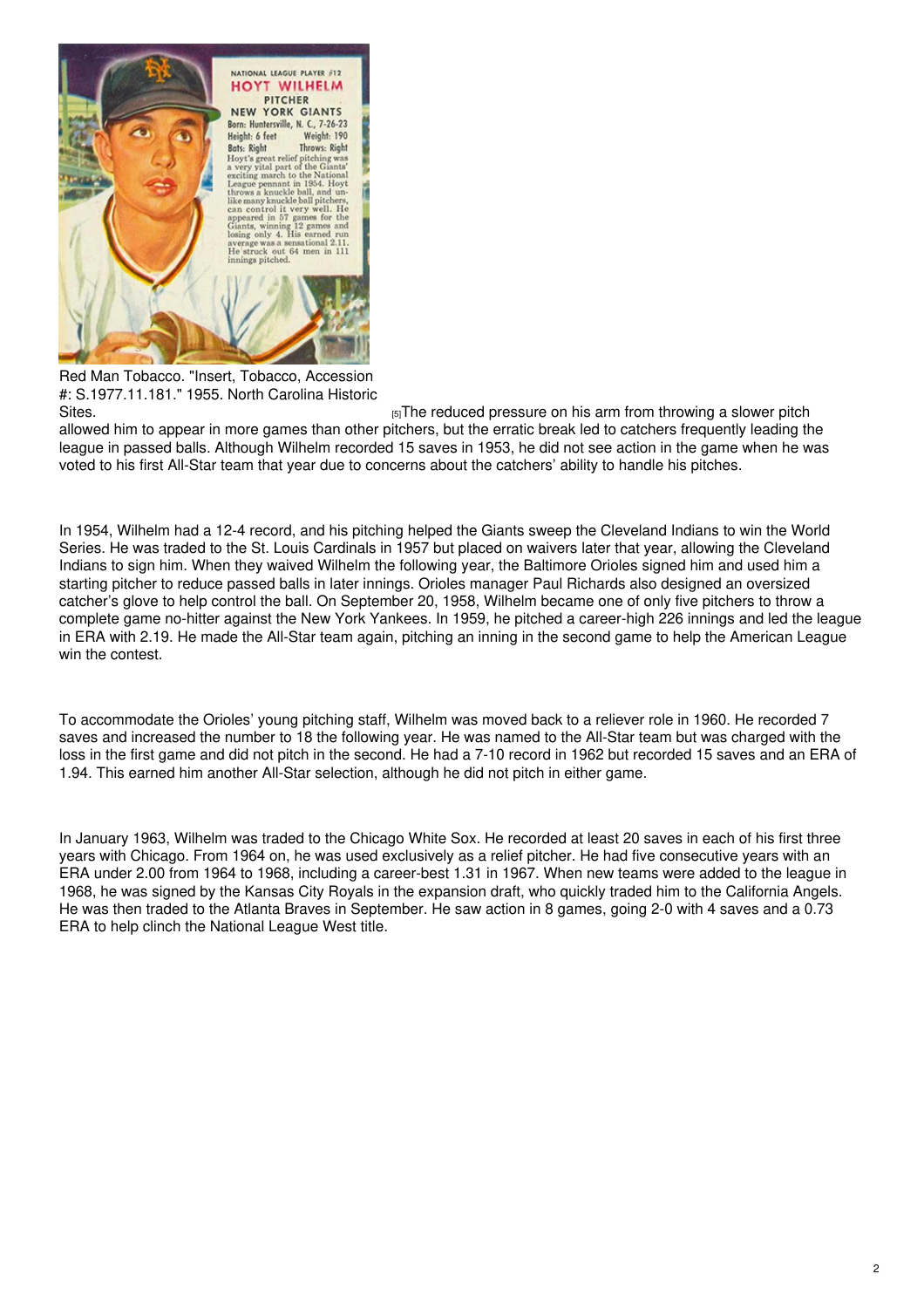Red Man Tobacco. "Insert, Tobacco, Accession #: S.1977.11.181." 1955. North Carolina Historic Sites.

[5]The reduced pressure on his arm from throwing a slower pitch allowed him to appear in more games than other pitchers, but the erratic break led to catchers frequently leading the league in passed balls. Although Wilhelm recorded 15 saves in 1953, he did not see action in the game when he was voted to his first All-Star team that year due to concerns about the catchers' ability to handle his pitches.

In 1954, Wilhelm had a 12-4 record, and his pitching helped the Giants sweep the Cleveland Indians to win the World Series. He was traded to the St. Louis Cardinals in 1957 but placed on waivers later that year, allowing the Cleveland Indians to sign him. When they waived Wilhelm the following year, the Baltimore Orioles signed him and used him a starting pitcher to reduce passed balls in later innings. Orioles manager Paul Richards also designed an oversized catcher's glove to help control the ball. On September 20, 1958, Wilhelm became one of only five pitchers to throw a complete game no-hitter against the New York Yankees. In 1959, he pitched a career-high 226 innings and led the league in ERA with 2.19. He made the All-Star team again, pitching an inning in the second game to help the American League win the contest.

To accommodate the Orioles' young pitching staff, Wilhelm was moved back to a reliever role in 1960. He recorded 7 saves and increased the number to 18 the following year. He was named to the All-Star team but was charged with the loss in the first game and did not pitch in the second. He had a 7-10 record in 1962 but recorded 15 saves and an ERA of 1.94. This earned him another All-Star selection, although he did not pitch in either game.

In January 1963, Wilhelm was traded to the Chicago White Sox. He recorded at least 20 saves in each of his first three years with Chicago. From 1964 on, he was used exclusively as a relief pitcher. He had five consecutive years with an ERA under 2.00 from 1964 to 1968, including a career-best 1.31 in 1967. When new teams were added to the league in 1968, he was signed by the Kansas City Royals in the expansion draft, who quickly traded him to the California Angels. He was then traded to the Atlanta Braves in September. He saw action in 8 games, going 2-0 with 4 saves and a 0.73 ERA to help clinch the National League West title.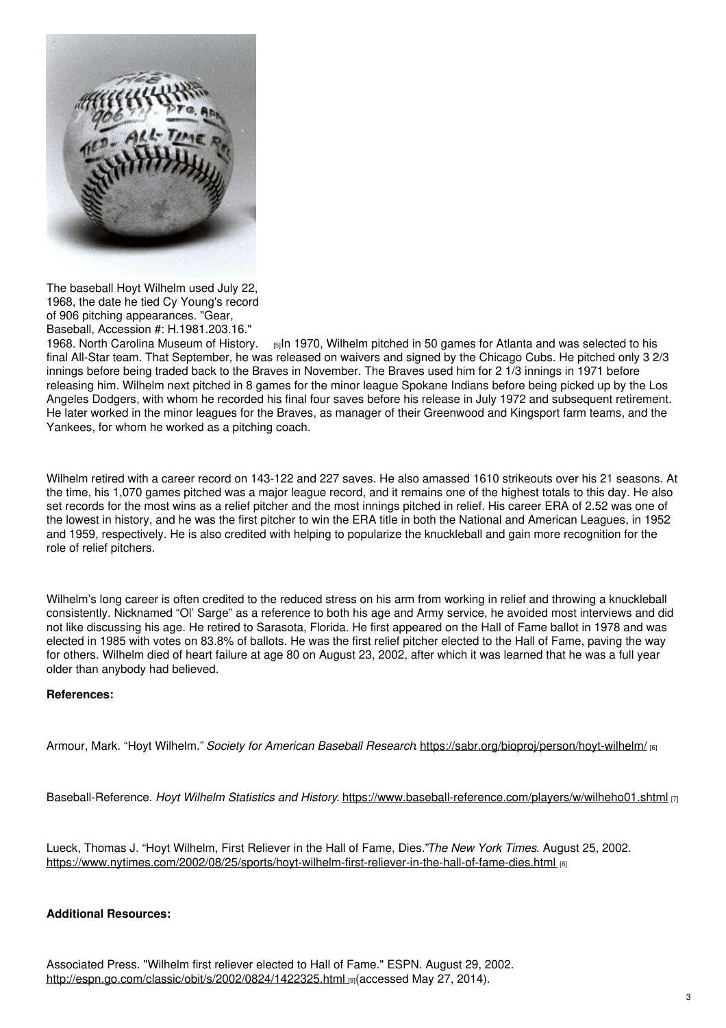The baseball Hoyt Wilhelm used July 22, 1968, the date he tied Cy Young's record of 906 pitching appearances. "Gear, Baseball, Accession #: H.1981.203.16." 1968. North Carolina Museum of History. [5]

In 1970, Wilhelm pitched in 50 games for Atlanta and was selected to his final All-Star team. That September, he was released on waivers and signed by the Chicago Cubs. He pitched only 3 2/3 innings before being traded back to the Braves in November. The Braves used him for 2 1/3 innings in 1971 before releasing him. Wilhelm next pitched in 8 games for the minor league Spokane Indians before being picked up by the Los Angeles Dodgers, with whom he recorded his final four saves before his release in July 1972 and subsequent retirement. He later worked in the minor leagues for the Braves, as manager of their Greenwood and Kingsport farm teams, and the Yankees, for whom he worked as a pitching coach.

Wilhelm retired with a career record on 143-122 and 227 saves. He also amassed 1610 strikeouts over his 21 seasons. At the time, his 1,070 games pitched was a major league record, and it remains one of the highest totals to this day. He also set records for the most wins as a relief pitcher and the most innings pitched in relief. His career ERA of 2.52 was one of the lowest in history, and he was the first pitcher to win the ERA title in both the National and American Leagues, in 1952 and 1959, respectively. He is also credited with helping to popularize the knuckleball and gain more recognition for the role of relief pitchers.

Wilhelm's long career is often credited to the reduced stress on his arm from working in relief and throwing a knuckleball consistently. Nicknamed "Ol' Sarge" as a reference to both his age and Army service, he avoided most interviews and did not like discussing his age. He retired to Sarasota, Florida. He first appeared on the Hall of Fame ballot in 1978 and was elected in 1985 with votes on 83.8% of ballots. He was the first relief pitcher elected to the Hall of Fame, paving the way for others. Wilhelm died of heart failure at age 80 on August 23, 2002, after which it was learned that he was a full year older than anybody had believed.

**References:**

Armour, Mark. "Hoyt Wilhelm." *Society for American Baseball Research*. https://sabr.org/bioproj/person/hoyt-wilhelm/ [6]

Baseball-Reference. *Hoyt Wilhelm Statistics and History*. https://www.baseball-reference.com/players/w/wilheho01.shtml [7]

Lueck, Thomas J. "Hoyt Wilhelm, First Reliever in the Hall of Fame, Dies."*The New York Times*. August 25, 2002. https://www.nytimes.com/2002/08/25/sports/hoyt-wilhelm-first-reliever-in-the-hall-of-fame-dies.html [8]

**Additional Resources:**

Associated Press. "Wilhelm first reliever elected to Hall of Fame." ESPN. August 29, 2002. http://espn.go.com/classic/obit/s/2002/0824/1422325.html [9](accessed May 27, 2014).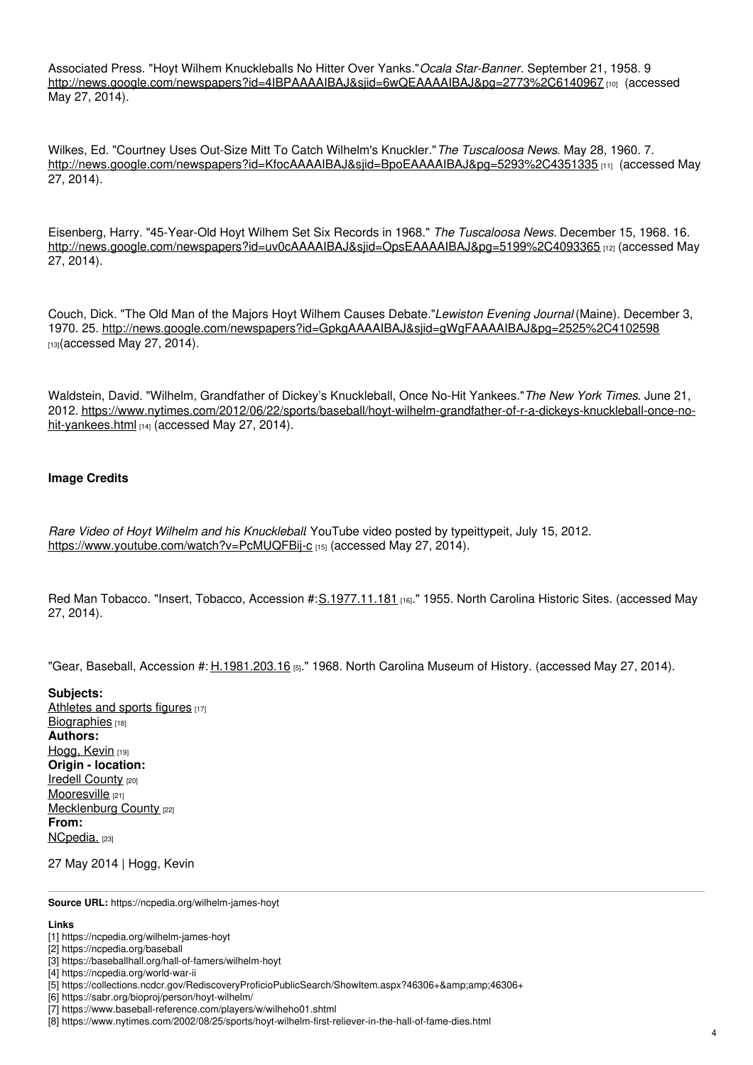Associated Press. "Hoyt Wilhem Knuckleballs No Hitter Over Yanks." *Ocala Star-Banner*. September 21, 1958. 9 http://news.google.com/newspapers?id=4IBPAAAAIBAJ&sjid=6wQEAAAAIBAJ&pg=2773%2C6140967 [10] (accessed May 27, 2014).

Wilkes, Ed. "Courtney Uses Out-Size Mitt To Catch Wilhelm's Knuckler." *The Tuscaloosa News*. May 28, 1960. 7. http://news.google.com/newspapers?id=KfocAAAAIBAJ&sjid=BpoEAAAAIBAJ&pg=5293%2C4351335 [11] (accessed May 27, 2014).

Eisenberg, Harry. "45-Year-Old Hoyt Wilhem Set Six Records in 1968." *The Tuscaloosa News*. December 15, 1968. 16. http://news.google.com/newspapers?id=uv0cAAAAIBAJ&sjid=OpsEAAAAIBAJ&pg=5199%2C4093365 [12] (accessed May 27, 2014).

Couch, Dick. "The Old Man of the Majors Hoyt Wilhem Causes Debate." *Lewiston Evening Journal* (Maine). December 3, 1970. 25. http://news.google.com/newspapers?id=GpkgAAAAIBAJ&sjid=gWgFAAAAIBAJ&pg=2525%2C4102598 [13] (accessed May 27, 2014).

Waldstein, David. "Wilhelm, Grandfather of Dickey's Knuckleball, Once No-Hit Yankees." *The New York Times*. June 21, 2012. https://www.nytimes.com/2012/06/22/sports/baseball/hoyt-wilhelm-grandfather-of-r-a-dickeys-knuckleball-once-no-hit-yankees.html [14] (accessed May 27, 2014).

**Image Credits**

*Rare Video of Hoyt Wilhelm and his Knuckleball.* YouTube video posted by typeittypeit, July 15, 2012. https://www.youtube.com/watch?v=PcMUQFBij-c [15] (accessed May 27, 2014).

Red Man Tobacco. "Insert, Tobacco, Accession #: S.1977.11.181 [16]." 1955. North Carolina Historic Sites. (accessed May 27, 2014).

"Gear, Baseball, Accession #: H.1981.203.16 [5]." 1968. North Carolina Museum of History. (accessed May 27, 2014).

**Subjects:**
Athletes and sports figures [17]
Biographies [18]
**Authors:**
Hogg, Kevin [19]
**Origin - location:**
Iredell County [20]
Mooresville [21]
Mecklenburg County [22]
**From:**
NCpedia. [23]

27 May 2014 | Hogg, Kevin

**Source URL:** https://ncpedia.org/wilhelm-james-hoyt

**Links**

[1] https://ncpedia.org/wilhelm-james-hoyt
[2] https://ncpedia.org/baseball
[3] https://baseballhall.org/hall-of-famers/wilhelm-hoyt
[4] https://ncpedia.org/world-war-ii
[5] https://collections.ncdcr.gov/RediscoveryProficioPublicSearch/ShowItem.aspx?46306+&amp;amp;46306+
[6] https://sabr.org/bioproj/person/hoyt-wilhelm/
[7] https://www.baseball-reference.com/players/w/wilheho01.shtml
[8] https://www.nytimes.com/2002/08/25/sports/hoyt-wilhelm-first-reliever-in-the-hall-of-fame-dies.html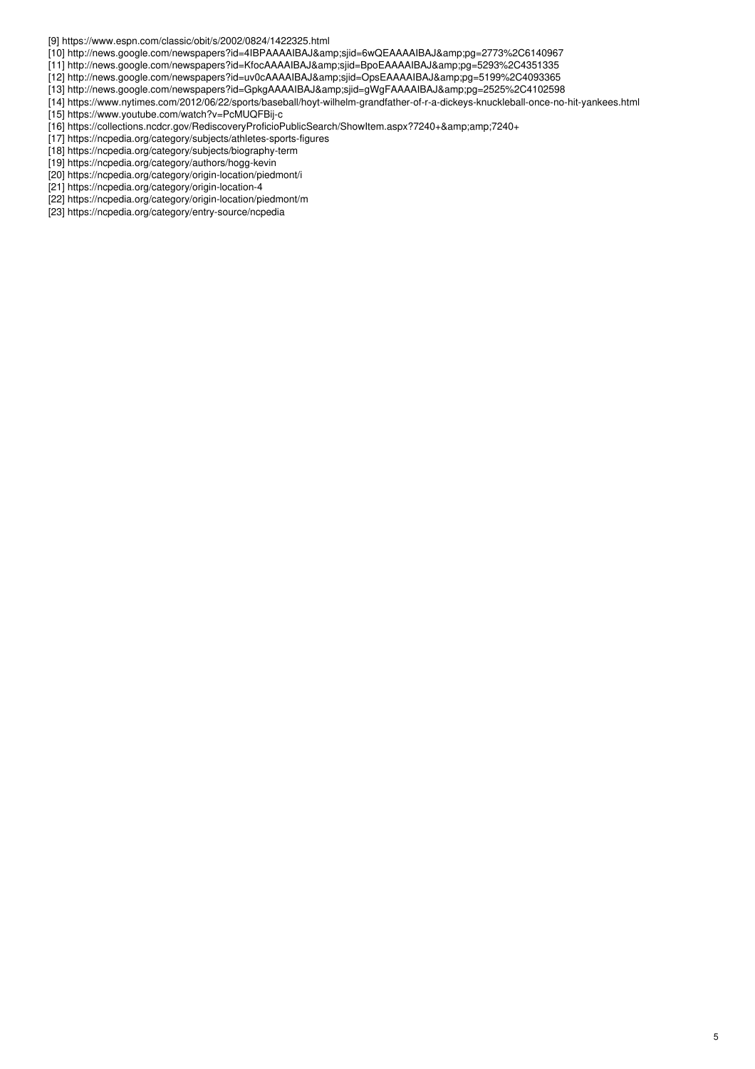[9] https://www.espn.com/classic/obit/s/2002/0824/1422325.html

[10] http://news.google.com/newspapers?id=4IBPAAAAIBAJ&amp;sjid=6wQEAAAAIBAJ&amp;pg=2773%2C6140967

[11] http://news.google.com/newspapers?id=KfocAAAAIBAJ&amp;sjid=BpoEAAAAIBAJ&amp;pg=5293%2C4351335

[12] http://news.google.com/newspapers?id=uv0cAAAAIBAJ&amp;sjid=OpsEAAAAIBAJ&amp;pg=5199%2C4093365

[13] http://news.google.com/newspapers?id=GpkgAAAAIBAJ&amp;sjid=gWgFAAAAIBAJ&amp;pg=2525%2C4102598

[14] https://www.nytimes.com/2012/06/22/sports/baseball/hoyt-wilhelm-grandfather-of-r-a-dickeys-knuckleball-once-no-hit-yankees.html

[15] https://www.youtube.com/watch?v=PcMUQFBij-c

[16] https://collections.ncdcr.gov/RediscoveryProficioPublicSearch/ShowItem.aspx?7240+&amp;amp;7240+

[17] https://ncpedia.org/category/subjects/athletes-sports-figures

[18] https://ncpedia.org/category/subjects/biography-term

[19] https://ncpedia.org/category/authors/hogg-kevin

[20] https://ncpedia.org/category/origin-location/piedmont/i

[21] https://ncpedia.org/category/origin-location-4

[22] https://ncpedia.org/category/origin-location/piedmont/m

[23] https://ncpedia.org/category/entry-source/ncpedia